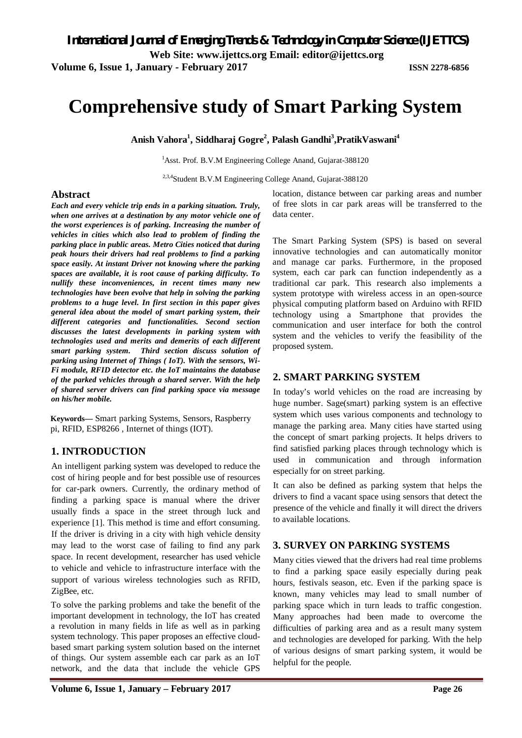# Comprehensive study of Smart Parking System

**Anish Vahora[1], Siddharaj Gogre[2], Palash Gandhi[3],PratikVaswani[4]**

[1]Asst. Prof. B.V.M Engineering College Anand, Gujarat-388120

[2,3,4]Student B.V.M Engineering College Anand, Gujarat-388120

## Abstract

***Each and every vehicle trip ends in a parking situation. Truly, when one arrives at a destination by any motor vehicle one of the worst experiences is of parking. Increasing the number of vehicles in cities which also lead to problem of finding the parking place in public areas. Metro Cities noticed that during peak hours their drivers had real problems to find a parking space easily. At instant Driver not knowing where the parking spaces are available, it is root cause of parking difficulty. To nullify these inconveniences, in recent times many new technologies have been evolve that help in solving the parking problems to a huge level. In first section in this paper gives general idea about the model of smart parking system, their different categories and functionalities. Second section discusses the latest developments in parking system with technologies used and merits and demerits of each different smart parking system. Third section discuss solution of parking using Internet of Things ( IoT). With the sensors, Wi-Fi module, RFID detector etc. the IoT maintains the database of the parked vehicles through a shared server. With the help of shared server drivers can find parking space via message on his/her mobile.***

**Keywords—** Smart parking Systems, Sensors, Raspberry pi, RFID, ESP8266 , Internet of things (IOT).

## 1. INTRODUCTION

An intelligent parking system was developed to reduce the cost of hiring people and for best possible use of resources for car-park owners. Currently, the ordinary method of finding a parking space is manual where the driver usually finds a space in the street through luck and experience [1]. This method is time and effort consuming. If the driver is driving in a city with high vehicle density may lead to the worst case of failing to find any park space. In recent development, researcher has used vehicle to vehicle and vehicle to infrastructure interface with the support of various wireless technologies such as RFID, ZigBee, etc.

To solve the parking problems and take the benefit of the important development in technology, the IoT has created a revolution in many fields in life as well as in parking system technology. This paper proposes an effective cloud-based smart parking system solution based on the internet of things. Our system assemble each car park as an IoT network, and the data that include the vehicle GPS location, distance between car parking areas and number of free slots in car park areas will be transferred to the data center.

The Smart Parking System (SPS) is based on several innovative technologies and can automatically monitor and manage car parks. Furthermore, in the proposed system, each car park can function independently as a traditional car park. This research also implements a system prototype with wireless access in an open-source physical computing platform based on Arduino with RFID technology using a Smartphone that provides the communication and user interface for both the control system and the vehicles to verify the feasibility of the proposed system.

## 2. SMART PARKING SYSTEM

In today's world vehicles on the road are increasing by huge number. Sage(smart) parking system is an effective system which uses various components and technology to manage the parking area. Many cities have started using the concept of smart parking projects. It helps drivers to find satisfied parking places through technology which is used in communication and through information especially for on street parking.

It can also be defined as parking system that helps the drivers to find a vacant space using sensors that detect the presence of the vehicle and finally it will direct the drivers to available locations.

## 3. SURVEY ON PARKING SYSTEMS

Many cities viewed that the drivers had real time problems to find a parking space easily especially during peak hours, festivals season, etc. Even if the parking space is known, many vehicles may lead to small number of parking space which in turn leads to traffic congestion. Many approaches had been made to overcome the difficulties of parking area and as a result many system and technologies are developed for parking. With the help of various designs of smart parking system, it would be helpful for the people.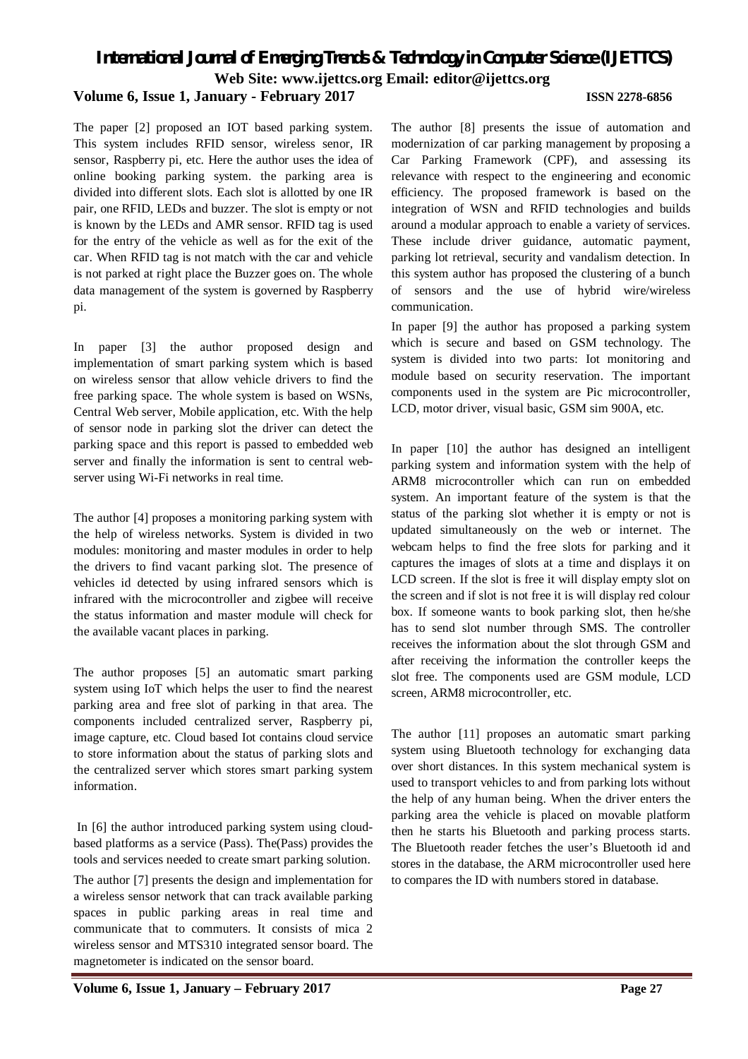The paper [2] proposed an IOT based parking system. This system includes RFID sensor, wireless senor, IR sensor, Raspberry pi, etc. Here the author uses the idea of online booking parking system. the parking area is divided into different slots. Each slot is allotted by one IR pair, one RFID, LEDs and buzzer. The slot is empty or not is known by the LEDs and AMR sensor. RFID tag is used for the entry of the vehicle as well as for the exit of the car. When RFID tag is not match with the car and vehicle is not parked at right place the Buzzer goes on. The whole data management of the system is governed by Raspberry pi.

In paper [3] the author proposed design and implementation of smart parking system which is based on wireless sensor that allow vehicle drivers to find the free parking space. The whole system is based on WSNs, Central Web server, Mobile application, etc. With the help of sensor node in parking slot the driver can detect the parking space and this report is passed to embedded web server and finally the information is sent to central web-server using Wi-Fi networks in real time.

The author [4] proposes a monitoring parking system with the help of wireless networks. System is divided in two modules: monitoring and master modules in order to help the drivers to find vacant parking slot. The presence of vehicles id detected by using infrared sensors which is infrared with the microcontroller and zigbee will receive the status information and master module will check for the available vacant places in parking.

The author proposes [5] an automatic smart parking system using IoT which helps the user to find the nearest parking area and free slot of parking in that area. The components included centralized server, Raspberry pi, image capture, etc. Cloud based Iot contains cloud service to store information about the status of parking slots and the centralized server which stores smart parking system information.

In [6] the author introduced parking system using cloud-based platforms as a service (Pass). The(Pass) provides the tools and services needed to create smart parking solution.

The author [7] presents the design and implementation for a wireless sensor network that can track available parking spaces in public parking areas in real time and communicate that to commuters. It consists of mica 2 wireless sensor and MTS310 integrated sensor board. The magnetometer is indicated on the sensor board.

The author [8] presents the issue of automation and modernization of car parking management by proposing a Car Parking Framework (CPF), and assessing its relevance with respect to the engineering and economic efficiency. The proposed framework is based on the integration of WSN and RFID technologies and builds around a modular approach to enable a variety of services. These include driver guidance, automatic payment, parking lot retrieval, security and vandalism detection. In this system author has proposed the clustering of a bunch of sensors and the use of hybrid wire/wireless communication.

In paper [9] the author has proposed a parking system which is secure and based on GSM technology. The system is divided into two parts: Iot monitoring and module based on security reservation. The important components used in the system are Pic microcontroller, LCD, motor driver, visual basic, GSM sim 900A, etc.

In paper [10] the author has designed an intelligent parking system and information system with the help of ARM8 microcontroller which can run on embedded system. An important feature of the system is that the status of the parking slot whether it is empty or not is updated simultaneously on the web or internet. The webcam helps to find the free slots for parking and it captures the images of slots at a time and displays it on LCD screen. If the slot is free it will display empty slot on the screen and if slot is not free it is will display red colour box. If someone wants to book parking slot, then he/she has to send slot number through SMS. The controller receives the information about the slot through GSM and after receiving the information the controller keeps the slot free. The components used are GSM module, LCD screen, ARM8 microcontroller, etc.

The author [11] proposes an automatic smart parking system using Bluetooth technology for exchanging data over short distances. In this system mechanical system is used to transport vehicles to and from parking lots without the help of any human being. When the driver enters the parking area the vehicle is placed on movable platform then he starts his Bluetooth and parking process starts. The Bluetooth reader fetches the user's Bluetooth id and stores in the database, the ARM microcontroller used here to compares the ID with numbers stored in database.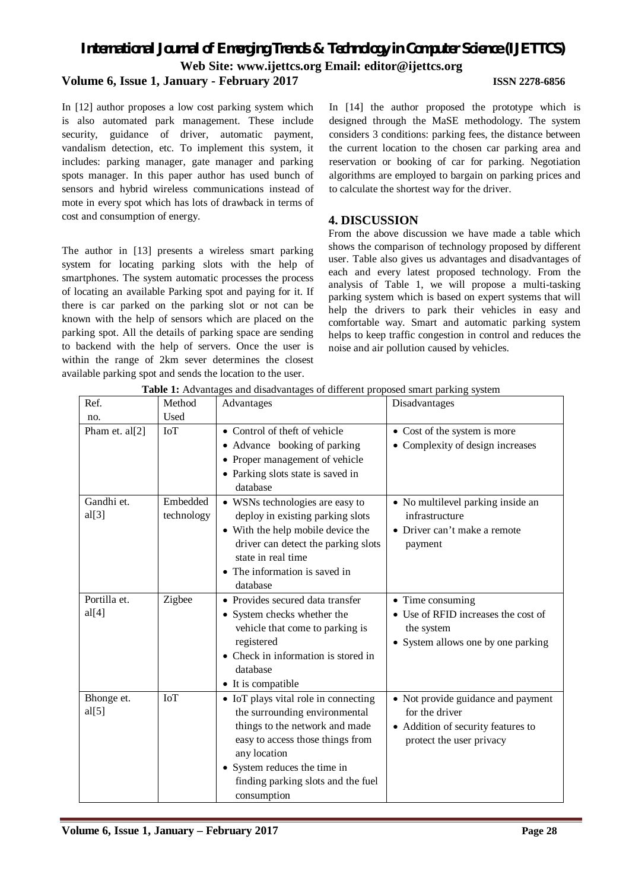In [12] author proposes a low cost parking system which is also automated park management. These include security, guidance of driver, automatic payment, vandalism detection, etc. To implement this system, it includes: parking manager, gate manager and parking spots manager. In this paper author has used bunch of sensors and hybrid wireless communications instead of mote in every spot which has lots of drawback in terms of cost and consumption of energy.

The author in [13] presents a wireless smart parking system for locating parking slots with the help of smartphones. The system automatic processes the process of locating an available Parking spot and paying for it. If there is car parked on the parking slot or not can be known with the help of sensors which are placed on the parking spot. All the details of parking space are sending to backend with the help of servers. Once the user is within the range of 2km sever determines the closest available parking spot and sends the location to the user.

In [14] the author proposed the prototype which is designed through the MaSE methodology. The system considers 3 conditions: parking fees, the distance between the current location to the chosen car parking area and reservation or booking of car for parking. Negotiation algorithms are employed to bargain on parking prices and to calculate the shortest way for the driver.

## 4. DISCUSSION

From the above discussion we have made a table which shows the comparison of technology proposed by different user. Table also gives us advantages and disadvantages of each and every latest proposed technology. From the analysis of Table 1, we will propose a multi-tasking parking system which is based on expert systems that will help the drivers to park their vehicles in easy and comfortable way. Smart and automatic parking system helps to keep traffic congestion in control and reduces the noise and air pollution caused by vehicles.

**Table 1:** Advantages and disadvantages of different proposed smart parking system

| Ref. no. | Method Used | Advantages | Disadvantages |
|---|---|---|---|
| Pham et. al[2] | IoT | • Control of theft of vehicle<br>• Advance booking of parking<br>• Proper management of vehicle<br>• Parking slots state is saved in database | • Cost of the system is more<br>• Complexity of design increases |
| Gandhi et. al[3] | Embedded technology | • WSNs technologies are easy to deploy in existing parking slots<br>• With the help mobile device the driver can detect the parking slots state in real time<br>• The information is saved in database | • No multilevel parking inside an infrastructure<br>• Driver can't make a remote payment |
| Portilla et. al[4] | Zigbee | • Provides secured data transfer<br>• System checks whether the vehicle that come to parking is registered<br>• Check in information is stored in database<br>• It is compatible | • Time consuming<br>• Use of RFID increases the cost of the system<br>• System allows one by one parking |
| Bhonge et. al[5] | IoT | • IoT plays vital role in connecting the surrounding environmental things to the network and made easy to access those things from any location<br>• System reduces the time in finding parking slots and the fuel consumption | • Not provide guidance and payment for the driver<br>• Addition of security features to protect the user privacy |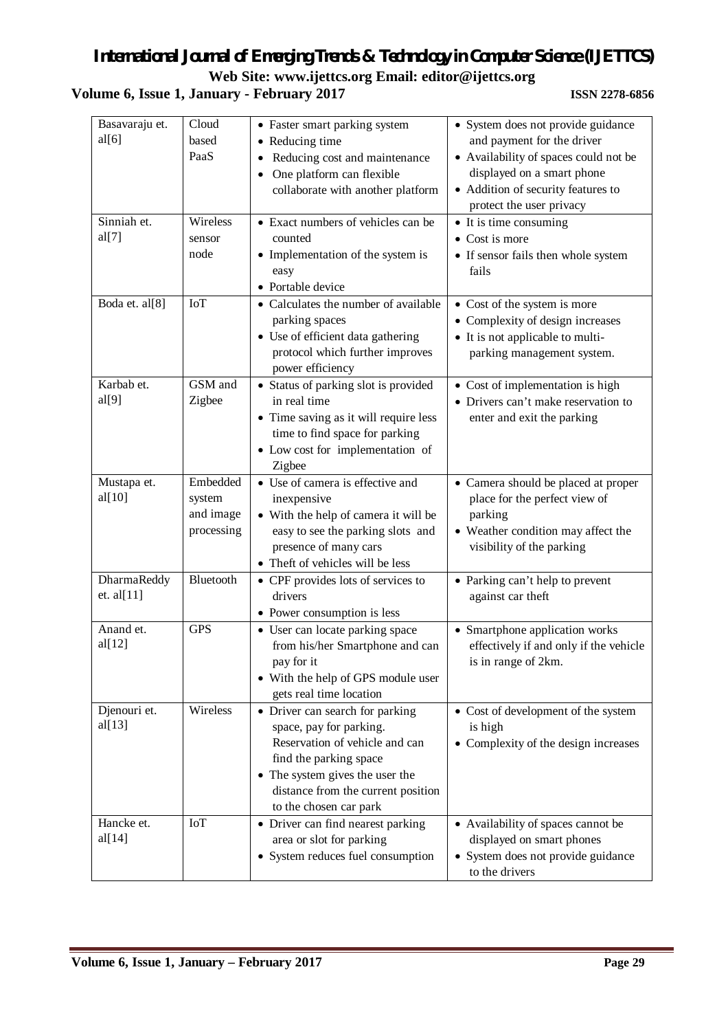| | | | |
|---|---|---|---|
| Basavaraju et. al[6] | Cloud based PaaS | • Faster smart parking system<br>• Reducing time<br>• Reducing cost and maintenance<br>• One platform can flexible collaborate with another platform | • System does not provide guidance and payment for the driver<br>• Availability of spaces could not be displayed on a smart phone<br>• Addition of security features to protect the user privacy |
| Sinniah et. al[7] | Wireless sensor node | • Exact numbers of vehicles can be counted<br>• Implementation of the system is easy<br>• Portable device | • It is time consuming<br>• Cost is more<br>• If sensor fails then whole system fails |
| Boda et. al[8] | IoT | • Calculates the number of available parking spaces<br>• Use of efficient data gathering protocol which further improves power efficiency | • Cost of the system is more<br>• Complexity of design increases<br>• It is not applicable to multi-parking management system. |
| Karbab et. al[9] | GSM and Zigbee | • Status of parking slot is provided in real time<br>• Time saving as it will require less time to find space for parking<br>• Low cost for implementation of Zigbee | • Cost of implementation is high<br>• Drivers can't make reservation to enter and exit the parking |
| Mustapa et. al[10] | Embedded system and image processing | • Use of camera is effective and inexpensive<br>• With the help of camera it will be easy to see the parking slots and presence of many cars<br>• Theft of vehicles will be less | • Camera should be placed at proper place for the perfect view of parking<br>• Weather condition may affect the visibility of the parking |
| DharmaReddy et. al[11] | Bluetooth | • CPF provides lots of services to drivers<br>• Power consumption is less | • Parking can't help to prevent against car theft |
| Anand et. al[12] | GPS | • User can locate parking space from his/her Smartphone and can pay for it<br>• With the help of GPS module user gets real time location | • Smartphone application works effectively if and only if the vehicle is in range of 2km. |
| Djenouri et. al[13] | Wireless | • Driver can search for parking space, pay for parking. Reservation of vehicle and can find the parking space<br>• The system gives the user the distance from the current position to the chosen car park | • Cost of development of the system is high<br>• Complexity of the design increases |
| Hancke et. al[14] | IoT | • Driver can find nearest parking area or slot for parking<br>• System reduces fuel consumption | • Availability of spaces cannot be displayed on smart phones<br>• System does not provide guidance to the drivers |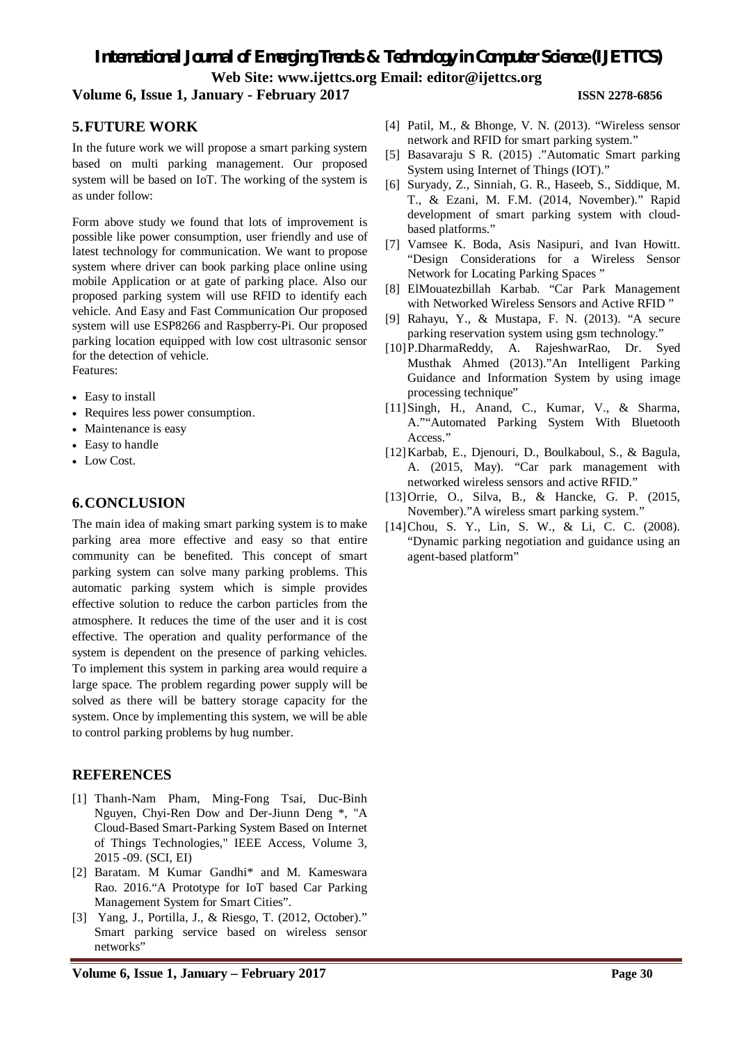## 5. FUTURE WORK

In the future work we will propose a smart parking system based on multi parking management. Our proposed system will be based on IoT. The working of the system is as under follow:

Form above study we found that lots of improvement is possible like power consumption, user friendly and use of latest technology for communication. We want to propose system where driver can book parking place online using mobile Application or at gate of parking place. Also our proposed parking system will use RFID to identify each vehicle. And Easy and Fast Communication Our proposed system will use ESP8266 and Raspberry-Pi. Our proposed parking location equipped with low cost ultrasonic sensor for the detection of vehicle.

Features:

- Easy to install
- Requires less power consumption.
- Maintenance is easy
- Easy to handle
- Low Cost.

## 6. CONCLUSION

The main idea of making smart parking system is to make parking area more effective and easy so that entire community can be benefited. This concept of smart parking system can solve many parking problems. This automatic parking system which is simple provides effective solution to reduce the carbon particles from the atmosphere. It reduces the time of the user and it is cost effective. The operation and quality performance of the system is dependent on the presence of parking vehicles. To implement this system in parking area would require a large space. The problem regarding power supply will be solved as there will be battery storage capacity for the system. Once by implementing this system, we will be able to control parking problems by hug number.

## REFERENCES

[1] Thanh-Nam Pham, Ming-Fong Tsai, Duc-Binh Nguyen, Chyi-Ren Dow and Der-Jiunn Deng *, "A Cloud-Based Smart-Parking System Based on Internet of Things Technologies," IEEE Access, Volume 3, 2015 -09. (SCI, EI)

[2] Baratam. M Kumar Gandhi* and M. Kameswara Rao. 2016."A Prototype for IoT based Car Parking Management System for Smart Cities".

[3] Yang, J., Portilla, J., & Riesgo, T. (2012, October)." Smart parking service based on wireless sensor networks"

[4] Patil, M., & Bhonge, V. N. (2013). "Wireless sensor network and RFID for smart parking system."

[5] Basavaraju S R. (2015) ."Automatic Smart parking System using Internet of Things (IOT)."

[6] Suryady, Z., Sinniah, G. R., Haseeb, S., Siddique, M. T., & Ezani, M. F.M. (2014, November)." Rapid development of smart parking system with cloud-based platforms."

[7] Vamsee K. Boda, Asis Nasipuri, and Ivan Howitt. "Design Considerations for a Wireless Sensor Network for Locating Parking Spaces "

[8] ElMouatezbillah Karbab. "Car Park Management with Networked Wireless Sensors and Active RFID "

[9] Rahayu, Y., & Mustapa, F. N. (2013). "A secure parking reservation system using gsm technology."

[10] P.DharmaReddy, A. RajeshwarRao, Dr. Syed Musthak Ahmed (2013)."An Intelligent Parking Guidance and Information System by using image processing technique"

[11] Singh, H., Anand, C., Kumar, V., & Sharma, A.""Automated Parking System With Bluetooth Access."

[12] Karbab, E., Djenouri, D., Boulkaboul, S., & Bagula, A. (2015, May). "Car park management with networked wireless sensors and active RFID."

[13] Orrie, O., Silva, B., & Hancke, G. P. (2015, November)."A wireless smart parking system."

[14] Chou, S. Y., Lin, S. W., & Li, C. C. (2008). "Dynamic parking negotiation and guidance using an agent-based platform"